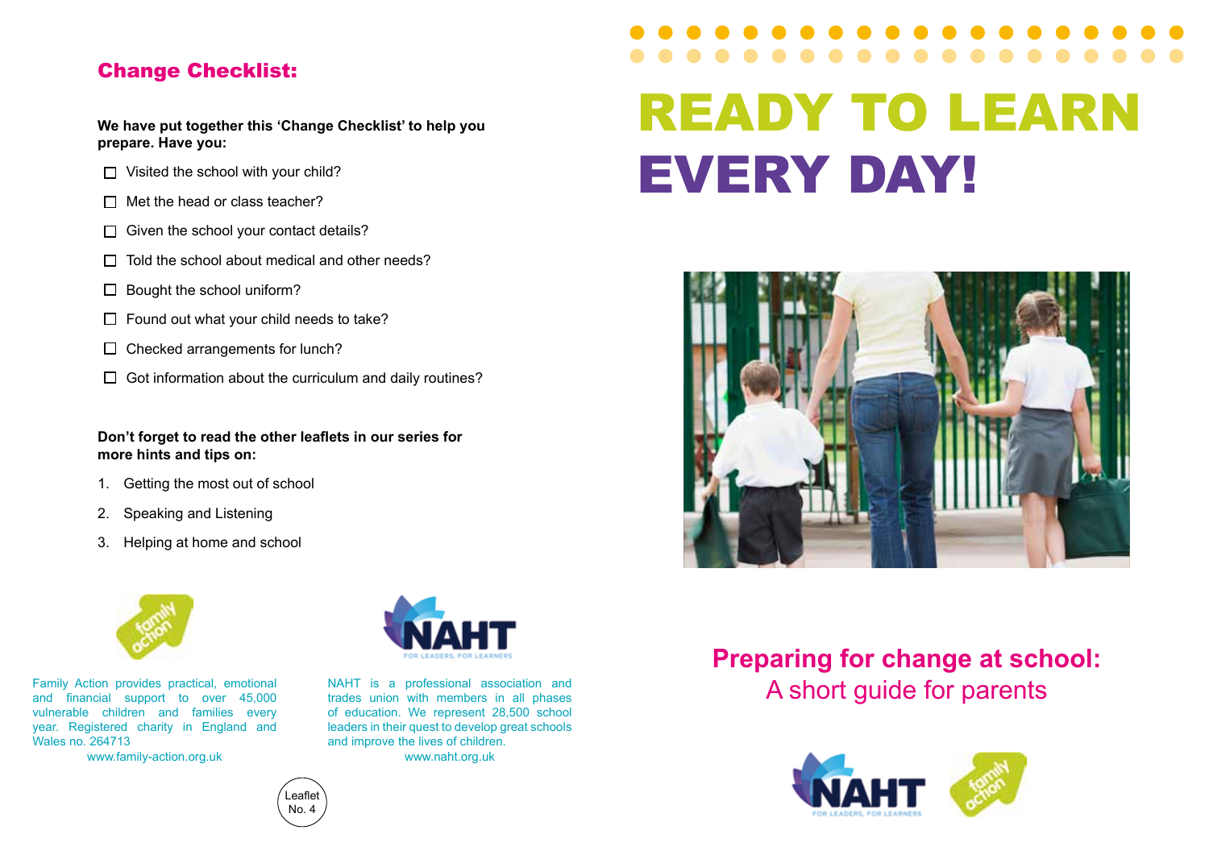## Change Checklist:

**We have put together this 'Change Checklist' to help you prepare. Have you:**

- ☐ Visited the school with your child?
- ☐ Met the head or class teacher?
- ☐ Given the school your contact details?
- ☐ Told the school about medical and other needs?
- ☐ Bought the school uniform?
- ☐ Found out what your child needs to take?
- ☐ Checked arrangements for lunch?
- ☐ Got information about the curriculum and daily routines?

**Don't forget to read the other leaflets in our series for more hints and tips on:**

1. Getting the most out of school
2. Speaking and Listening
3. Helping at home and school

Family Action provides practical, emotional and financial support to over 45,000 vulnerable children and families every year. Registered charity in England and Wales no. 264713

www.family-action.org.uk

NAHT is a professional association and trades union with members in all phases of education. We represent 28,500 school leaders in their quest to develop great schools and improve the lives of children.

www.naht.org.uk

Leaflet No. 4

# READY TO LEARN EVERY DAY!

## Preparing for change at school:

A short guide for parents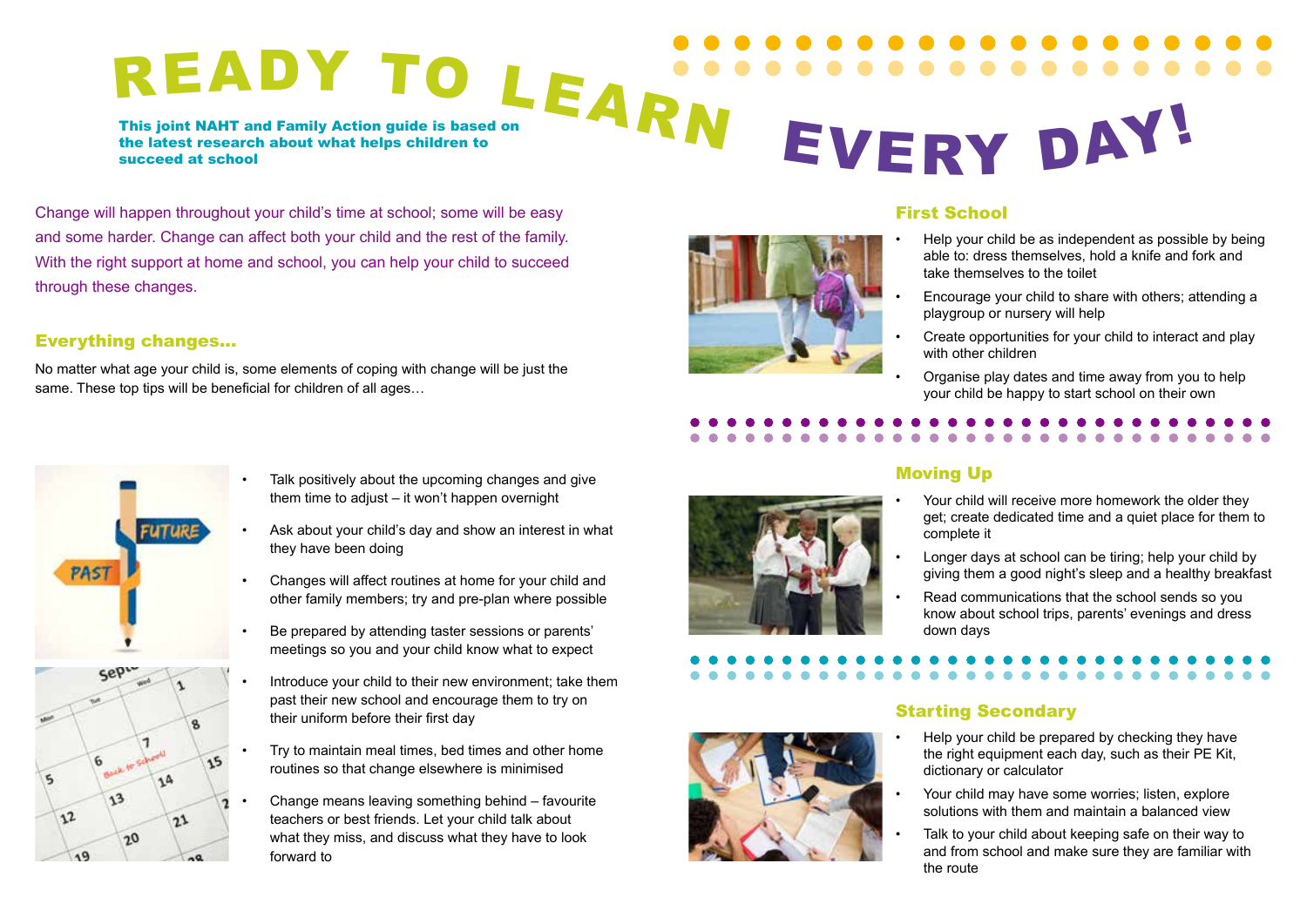# READY TO LEARN EVERY DAY!

**This joint NAHT and Family Action guide is based on the latest research about what helps children to succeed at school**

Change will happen throughout your child's time at school; some will be easy and some harder. Change can affect both your child and the rest of the family. With the right support at home and school, you can help your child to succeed through these changes.

## Everything changes…

No matter what age your child is, some elements of coping with change will be just the same. These top tips will be beneficial for children of all ages…

- Talk positively about the upcoming changes and give them time to adjust – it won't happen overnight
- Ask about your child's day and show an interest in what they have been doing
- Changes will affect routines at home for your child and other family members; try and pre-plan where possible
- Be prepared by attending taster sessions or parents' meetings so you and your child know what to expect
- Introduce your child to their new environment; take them past their new school and encourage them to try on their uniform before their first day
- Try to maintain meal times, bed times and other home routines so that change elsewhere is minimised
- Change means leaving something behind – favourite teachers or best friends. Let your child talk about what they miss, and discuss what they have to look forward to

## First School

- Help your child be as independent as possible by being able to: dress themselves, hold a knife and fork and take themselves to the toilet
- Encourage your child to share with others; attending a playgroup or nursery will help
- Create opportunities for your child to interact and play with other children
- Organise play dates and time away from you to help your child be happy to start school on their own

## Moving Up

- Your child will receive more homework the older they get; create dedicated time and a quiet place for them to complete it
- Longer days at school can be tiring; help your child by giving them a good night's sleep and a healthy breakfast
- Read communications that the school sends so you know about school trips, parents' evenings and dress down days

## Starting Secondary

- Help your child be prepared by checking they have the right equipment each day, such as their PE Kit, dictionary or calculator
- Your child may have some worries; listen, explore solutions with them and maintain a balanced view
- Talk to your child about keeping safe on their way to and from school and make sure they are familiar with the route